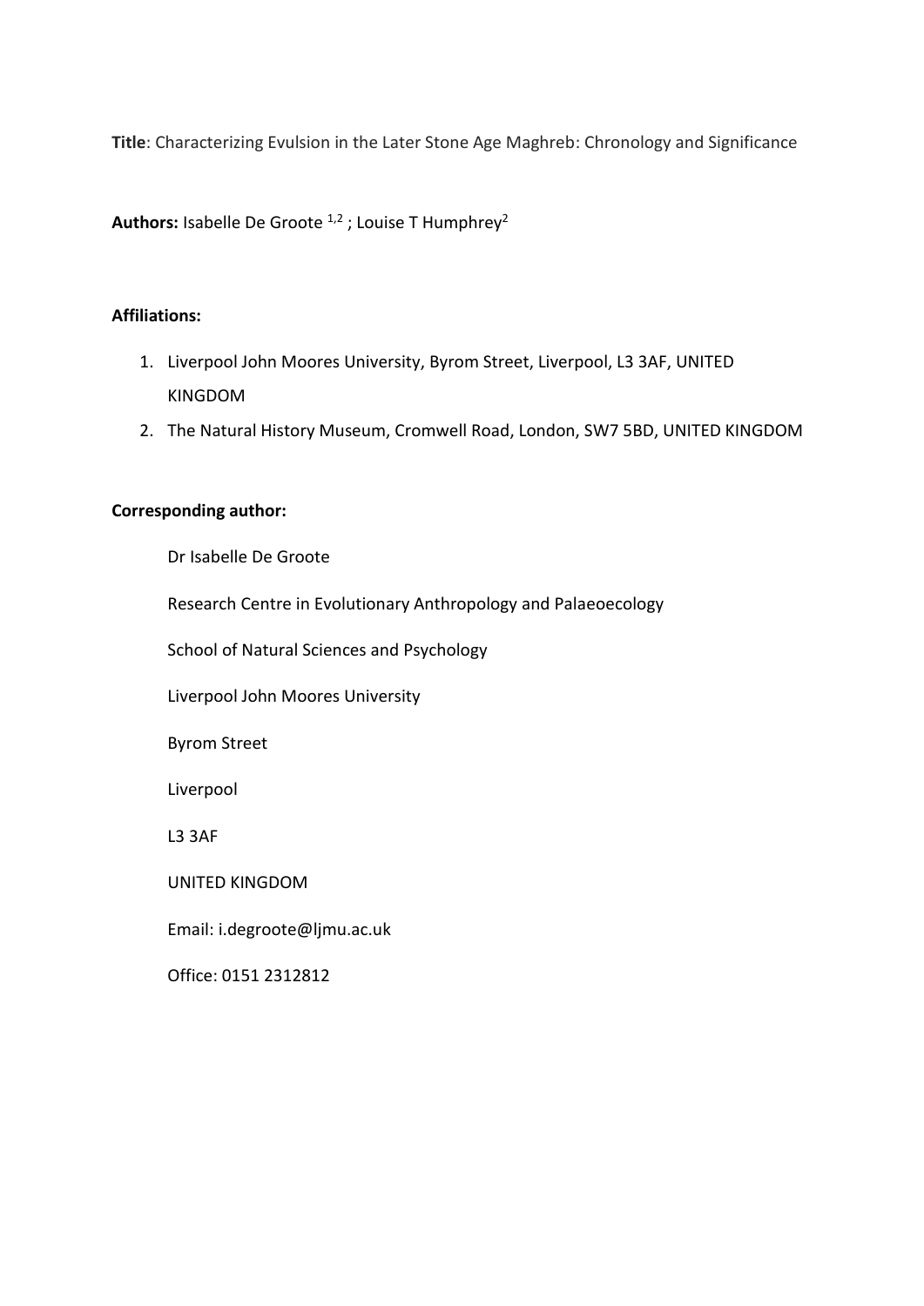**Title**: Characterizing Evulsion in the Later Stone Age Maghreb: Chronology and Significance

**Authors:** Isabelle De Groote [1,2] ; Louise T Humphrey[2]

**Affiliations:**

1. Liverpool John Moores University, Byrom Street, Liverpool, L3 3AF, UNITED KINGDOM
2. The Natural History Museum, Cromwell Road, London, SW7 5BD, UNITED KINGDOM

**Corresponding author:**

Dr Isabelle De Groote

Research Centre in Evolutionary Anthropology and Palaeoecology

School of Natural Sciences and Psychology

Liverpool John Moores University

Byrom Street

Liverpool

L3 3AF

UNITED KINGDOM

Email: i.degroote@ljmu.ac.uk

Office: 0151 2312812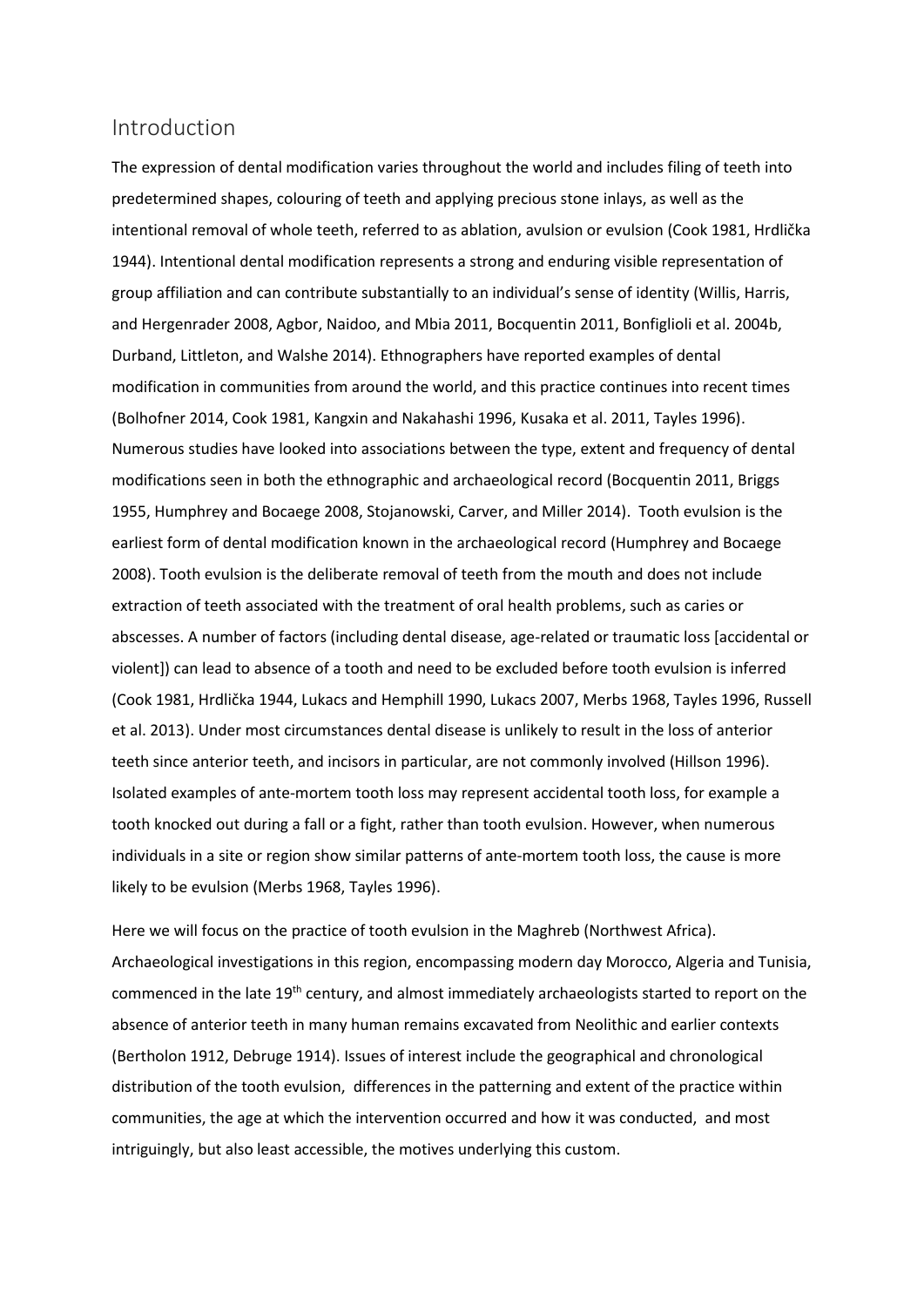## Introduction

The expression of dental modification varies throughout the world and includes filing of teeth into predetermined shapes, colouring of teeth and applying precious stone inlays, as well as the intentional removal of whole teeth, referred to as ablation, avulsion or evulsion (Cook 1981, Hrdlička 1944). Intentional dental modification represents a strong and enduring visible representation of group affiliation and can contribute substantially to an individual's sense of identity (Willis, Harris, and Hergenrader 2008, Agbor, Naidoo, and Mbia 2011, Bocquentin 2011, Bonfiglioli et al. 2004b, Durband, Littleton, and Walshe 2014). Ethnographers have reported examples of dental modification in communities from around the world, and this practice continues into recent times (Bolhofner 2014, Cook 1981, Kangxin and Nakahashi 1996, Kusaka et al. 2011, Tayles 1996). Numerous studies have looked into associations between the type, extent and frequency of dental modifications seen in both the ethnographic and archaeological record (Bocquentin 2011, Briggs 1955, Humphrey and Bocaege 2008, Stojanowski, Carver, and Miller 2014). Tooth evulsion is the earliest form of dental modification known in the archaeological record (Humphrey and Bocaege 2008). Tooth evulsion is the deliberate removal of teeth from the mouth and does not include extraction of teeth associated with the treatment of oral health problems, such as caries or abscesses. A number of factors (including dental disease, age-related or traumatic loss [accidental or violent]) can lead to absence of a tooth and need to be excluded before tooth evulsion is inferred (Cook 1981, Hrdlička 1944, Lukacs and Hemphill 1990, Lukacs 2007, Merbs 1968, Tayles 1996, Russell et al. 2013). Under most circumstances dental disease is unlikely to result in the loss of anterior teeth since anterior teeth, and incisors in particular, are not commonly involved (Hillson 1996). Isolated examples of ante-mortem tooth loss may represent accidental tooth loss, for example a tooth knocked out during a fall or a fight, rather than tooth evulsion. However, when numerous individuals in a site or region show similar patterns of ante-mortem tooth loss, the cause is more likely to be evulsion (Merbs 1968, Tayles 1996).

Here we will focus on the practice of tooth evulsion in the Maghreb (Northwest Africa). Archaeological investigations in this region, encompassing modern day Morocco, Algeria and Tunisia, commenced in the late 19th century, and almost immediately archaeologists started to report on the absence of anterior teeth in many human remains excavated from Neolithic and earlier contexts (Bertholon 1912, Debruge 1914). Issues of interest include the geographical and chronological distribution of the tooth evulsion, differences in the patterning and extent of the practice within communities, the age at which the intervention occurred and how it was conducted, and most intriguingly, but also least accessible, the motives underlying this custom.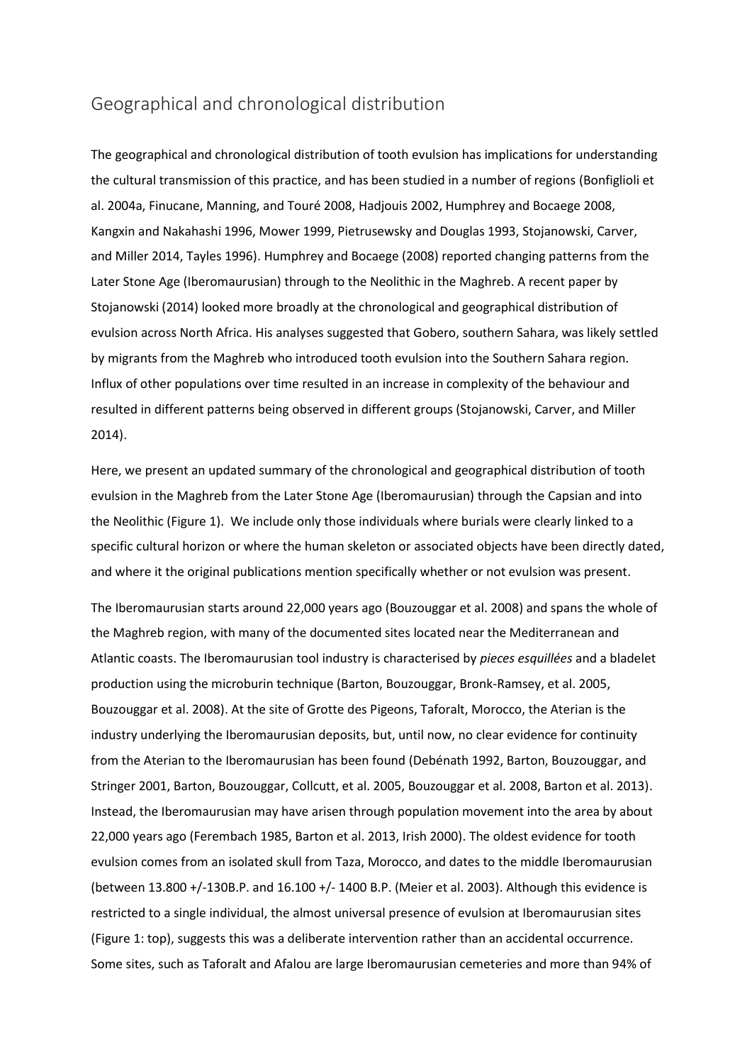## Geographical and chronological distribution

The geographical and chronological distribution of tooth evulsion has implications for understanding the cultural transmission of this practice, and has been studied in a number of regions (Bonfiglioli et al. 2004a, Finucane, Manning, and Touré 2008, Hadjouis 2002, Humphrey and Bocaege 2008, Kangxin and Nakahashi 1996, Mower 1999, Pietrusewsky and Douglas 1993, Stojanowski, Carver, and Miller 2014, Tayles 1996). Humphrey and Bocaege (2008) reported changing patterns from the Later Stone Age (Iberomaurusian) through to the Neolithic in the Maghreb. A recent paper by Stojanowski (2014) looked more broadly at the chronological and geographical distribution of evulsion across North Africa. His analyses suggested that Gobero, southern Sahara, was likely settled by migrants from the Maghreb who introduced tooth evulsion into the Southern Sahara region. Influx of other populations over time resulted in an increase in complexity of the behaviour and resulted in different patterns being observed in different groups (Stojanowski, Carver, and Miller 2014).

Here, we present an updated summary of the chronological and geographical distribution of tooth evulsion in the Maghreb from the Later Stone Age (Iberomaurusian) through the Capsian and into the Neolithic (Figure 1). We include only those individuals where burials were clearly linked to a specific cultural horizon or where the human skeleton or associated objects have been directly dated, and where it the original publications mention specifically whether or not evulsion was present.

The Iberomaurusian starts around 22,000 years ago (Bouzouggar et al. 2008) and spans the whole of the Maghreb region, with many of the documented sites located near the Mediterranean and Atlantic coasts. The Iberomaurusian tool industry is characterised by *pieces esquillées* and a bladelet production using the microburin technique (Barton, Bouzouggar, Bronk-Ramsey, et al. 2005, Bouzouggar et al. 2008). At the site of Grotte des Pigeons, Taforalt, Morocco, the Aterian is the industry underlying the Iberomaurusian deposits, but, until now, no clear evidence for continuity from the Aterian to the Iberomaurusian has been found (Debénath 1992, Barton, Bouzouggar, and Stringer 2001, Barton, Bouzouggar, Collcutt, et al. 2005, Bouzouggar et al. 2008, Barton et al. 2013). Instead, the Iberomaurusian may have arisen through population movement into the area by about 22,000 years ago (Ferembach 1985, Barton et al. 2013, Irish 2000). The oldest evidence for tooth evulsion comes from an isolated skull from Taza, Morocco, and dates to the middle Iberomaurusian (between 13.800 +/-130B.P. and 16.100 +/- 1400 B.P. (Meier et al. 2003). Although this evidence is restricted to a single individual, the almost universal presence of evulsion at Iberomaurusian sites (Figure 1: top), suggests this was a deliberate intervention rather than an accidental occurrence. Some sites, such as Taforalt and Afalou are large Iberomaurusian cemeteries and more than 94% of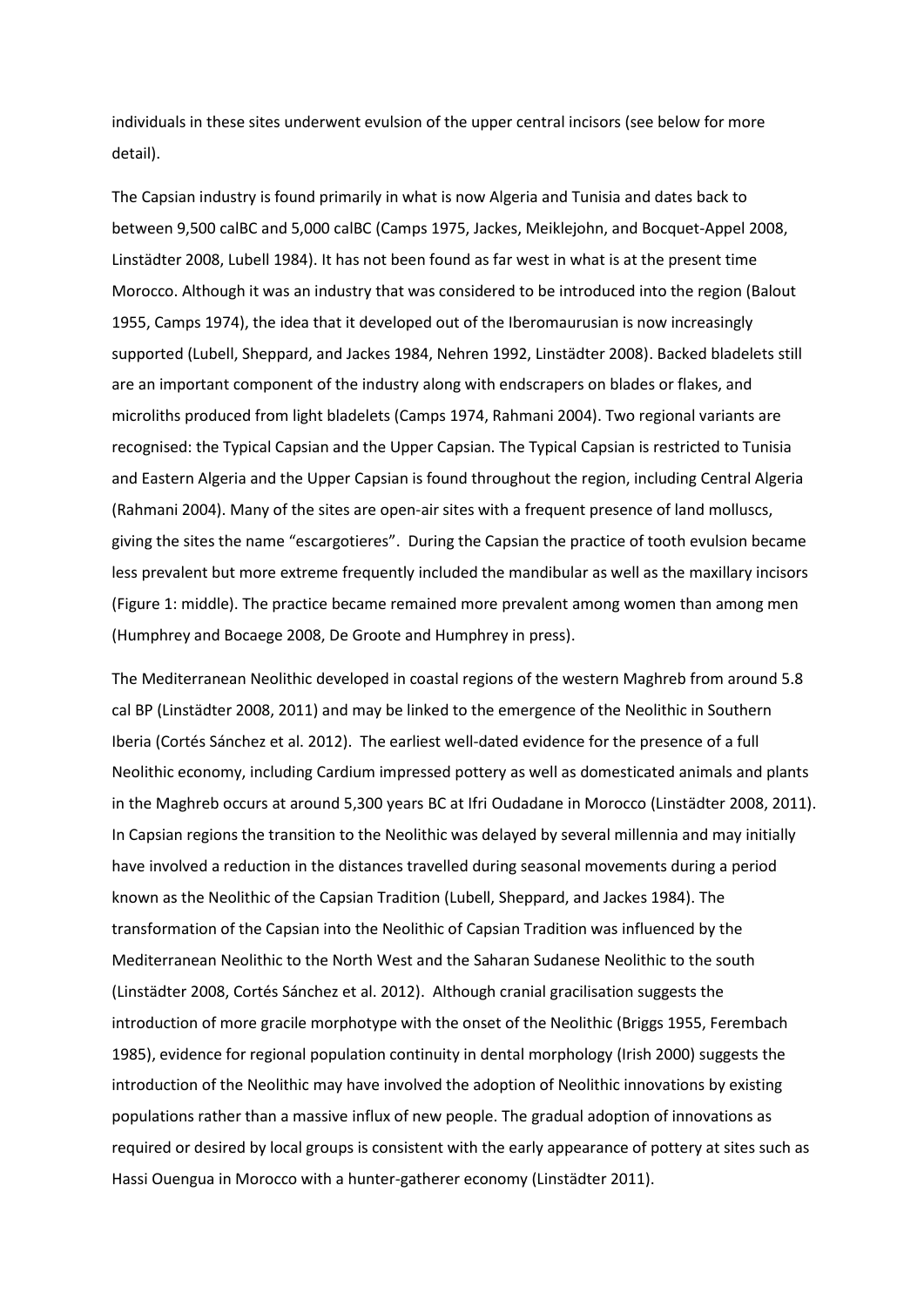individuals in these sites underwent evulsion of the upper central incisors (see below for more detail).

The Capsian industry is found primarily in what is now Algeria and Tunisia and dates back to between 9,500 calBC and 5,000 calBC (Camps 1975, Jackes, Meiklejohn, and Bocquet-Appel 2008, Linstädter 2008, Lubell 1984). It has not been found as far west in what is at the present time Morocco. Although it was an industry that was considered to be introduced into the region (Balout 1955, Camps 1974), the idea that it developed out of the Iberomaurusian is now increasingly supported (Lubell, Sheppard, and Jackes 1984, Nehren 1992, Linstädter 2008). Backed bladelets still are an important component of the industry along with endscrapers on blades or flakes, and microliths produced from light bladelets (Camps 1974, Rahmani 2004). Two regional variants are recognised: the Typical Capsian and the Upper Capsian. The Typical Capsian is restricted to Tunisia and Eastern Algeria and the Upper Capsian is found throughout the region, including Central Algeria (Rahmani 2004). Many of the sites are open-air sites with a frequent presence of land molluscs, giving the sites the name "escargotieres". During the Capsian the practice of tooth evulsion became less prevalent but more extreme frequently included the mandibular as well as the maxillary incisors (Figure 1: middle). The practice became remained more prevalent among women than among men (Humphrey and Bocaege 2008, De Groote and Humphrey in press).

The Mediterranean Neolithic developed in coastal regions of the western Maghreb from around 5.8 cal BP (Linstädter 2008, 2011) and may be linked to the emergence of the Neolithic in Southern Iberia (Cortés Sánchez et al. 2012). The earliest well-dated evidence for the presence of a full Neolithic economy, including Cardium impressed pottery as well as domesticated animals and plants in the Maghreb occurs at around 5,300 years BC at Ifri Oudadane in Morocco (Linstädter 2008, 2011). In Capsian regions the transition to the Neolithic was delayed by several millennia and may initially have involved a reduction in the distances travelled during seasonal movements during a period known as the Neolithic of the Capsian Tradition (Lubell, Sheppard, and Jackes 1984). The transformation of the Capsian into the Neolithic of Capsian Tradition was influenced by the Mediterranean Neolithic to the North West and the Saharan Sudanese Neolithic to the south (Linstädter 2008, Cortés Sánchez et al. 2012). Although cranial gracilisation suggests the introduction of more gracile morphotype with the onset of the Neolithic (Briggs 1955, Ferembach 1985), evidence for regional population continuity in dental morphology (Irish 2000) suggests the introduction of the Neolithic may have involved the adoption of Neolithic innovations by existing populations rather than a massive influx of new people. The gradual adoption of innovations as required or desired by local groups is consistent with the early appearance of pottery at sites such as Hassi Ouengua in Morocco with a hunter-gatherer economy (Linstädter 2011).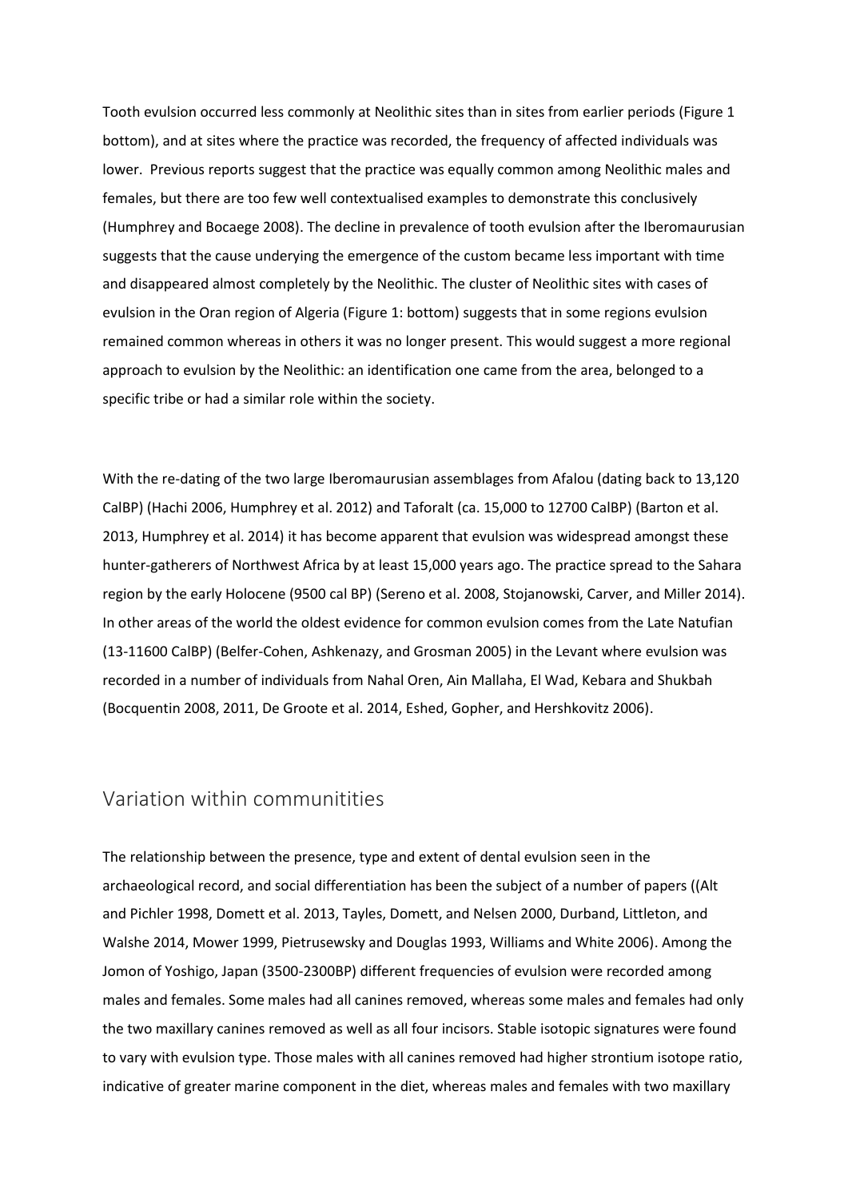Tooth evulsion occurred less commonly at Neolithic sites than in sites from earlier periods (Figure 1 bottom), and at sites where the practice was recorded, the frequency of affected individuals was lower. Previous reports suggest that the practice was equally common among Neolithic males and females, but there are too few well contextualised examples to demonstrate this conclusively (Humphrey and Bocaege 2008). The decline in prevalence of tooth evulsion after the Iberomaurusian suggests that the cause underying the emergence of the custom became less important with time and disappeared almost completely by the Neolithic. The cluster of Neolithic sites with cases of evulsion in the Oran region of Algeria (Figure 1: bottom) suggests that in some regions evulsion remained common whereas in others it was no longer present. This would suggest a more regional approach to evulsion by the Neolithic: an identification one came from the area, belonged to a specific tribe or had a similar role within the society.

With the re-dating of the two large Iberomaurusian assemblages from Afalou (dating back to 13,120 CalBP) (Hachi 2006, Humphrey et al. 2012) and Taforalt (ca. 15,000 to 12700 CalBP) (Barton et al. 2013, Humphrey et al. 2014) it has become apparent that evulsion was widespread amongst these hunter-gatherers of Northwest Africa by at least 15,000 years ago. The practice spread to the Sahara region by the early Holocene (9500 cal BP) (Sereno et al. 2008, Stojanowski, Carver, and Miller 2014). In other areas of the world the oldest evidence for common evulsion comes from the Late Natufian (13-11600 CalBP) (Belfer-Cohen, Ashkenazy, and Grosman 2005) in the Levant where evulsion was recorded in a number of individuals from Nahal Oren, Ain Mallaha, El Wad, Kebara and Shukbah (Bocquentin 2008, 2011, De Groote et al. 2014, Eshed, Gopher, and Hershkovitz 2006).

## Variation within communitities

The relationship between the presence, type and extent of dental evulsion seen in the archaeological record, and social differentiation has been the subject of a number of papers ((Alt and Pichler 1998, Domett et al. 2013, Tayles, Domett, and Nelsen 2000, Durband, Littleton, and Walshe 2014, Mower 1999, Pietrusewsky and Douglas 1993, Williams and White 2006). Among the Jomon of Yoshigo, Japan (3500-2300BP) different frequencies of evulsion were recorded among males and females. Some males had all canines removed, whereas some males and females had only the two maxillary canines removed as well as all four incisors. Stable isotopic signatures were found to vary with evulsion type. Those males with all canines removed had higher strontium isotope ratio, indicative of greater marine component in the diet, whereas males and females with two maxillary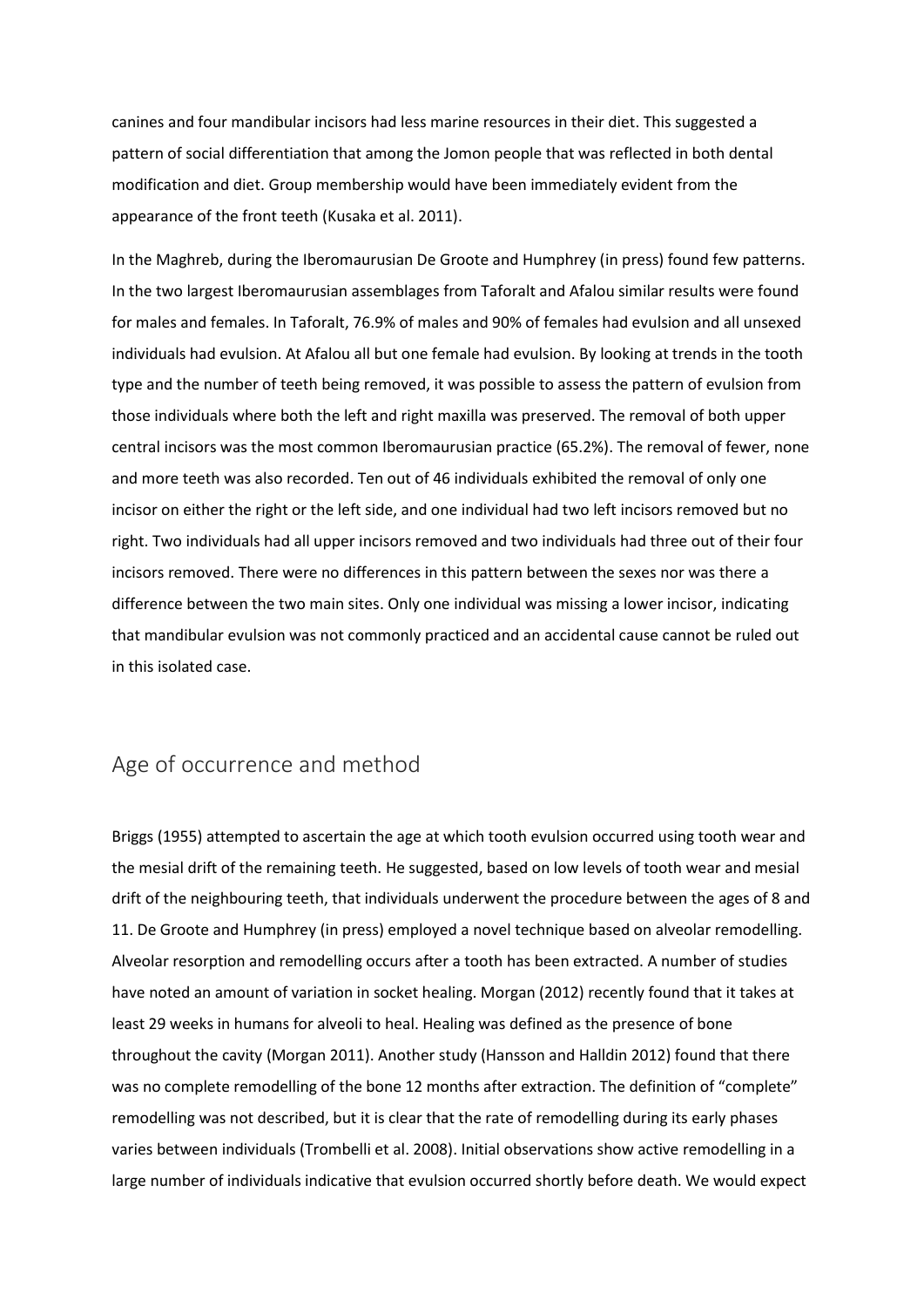canines and four mandibular incisors had less marine resources in their diet. This suggested a pattern of social differentiation that among the Jomon people that was reflected in both dental modification and diet. Group membership would have been immediately evident from the appearance of the front teeth (Kusaka et al. 2011).

In the Maghreb, during the Iberomaurusian De Groote and Humphrey (in press) found few patterns. In the two largest Iberomaurusian assemblages from Taforalt and Afalou similar results were found for males and females. In Taforalt, 76.9% of males and 90% of females had evulsion and all unsexed individuals had evulsion. At Afalou all but one female had evulsion. By looking at trends in the tooth type and the number of teeth being removed, it was possible to assess the pattern of evulsion from those individuals where both the left and right maxilla was preserved. The removal of both upper central incisors was the most common Iberomaurusian practice (65.2%). The removal of fewer, none and more teeth was also recorded. Ten out of 46 individuals exhibited the removal of only one incisor on either the right or the left side, and one individual had two left incisors removed but no right. Two individuals had all upper incisors removed and two individuals had three out of their four incisors removed. There were no differences in this pattern between the sexes nor was there a difference between the two main sites. Only one individual was missing a lower incisor, indicating that mandibular evulsion was not commonly practiced and an accidental cause cannot be ruled out in this isolated case.

## Age of occurrence and method

Briggs (1955) attempted to ascertain the age at which tooth evulsion occurred using tooth wear and the mesial drift of the remaining teeth. He suggested, based on low levels of tooth wear and mesial drift of the neighbouring teeth, that individuals underwent the procedure between the ages of 8 and 11. De Groote and Humphrey (in press) employed a novel technique based on alveolar remodelling. Alveolar resorption and remodelling occurs after a tooth has been extracted. A number of studies have noted an amount of variation in socket healing. Morgan (2012) recently found that it takes at least 29 weeks in humans for alveoli to heal. Healing was defined as the presence of bone throughout the cavity (Morgan 2011). Another study (Hansson and Halldin 2012) found that there was no complete remodelling of the bone 12 months after extraction. The definition of "complete" remodelling was not described, but it is clear that the rate of remodelling during its early phases varies between individuals (Trombelli et al. 2008). Initial observations show active remodelling in a large number of individuals indicative that evulsion occurred shortly before death. We would expect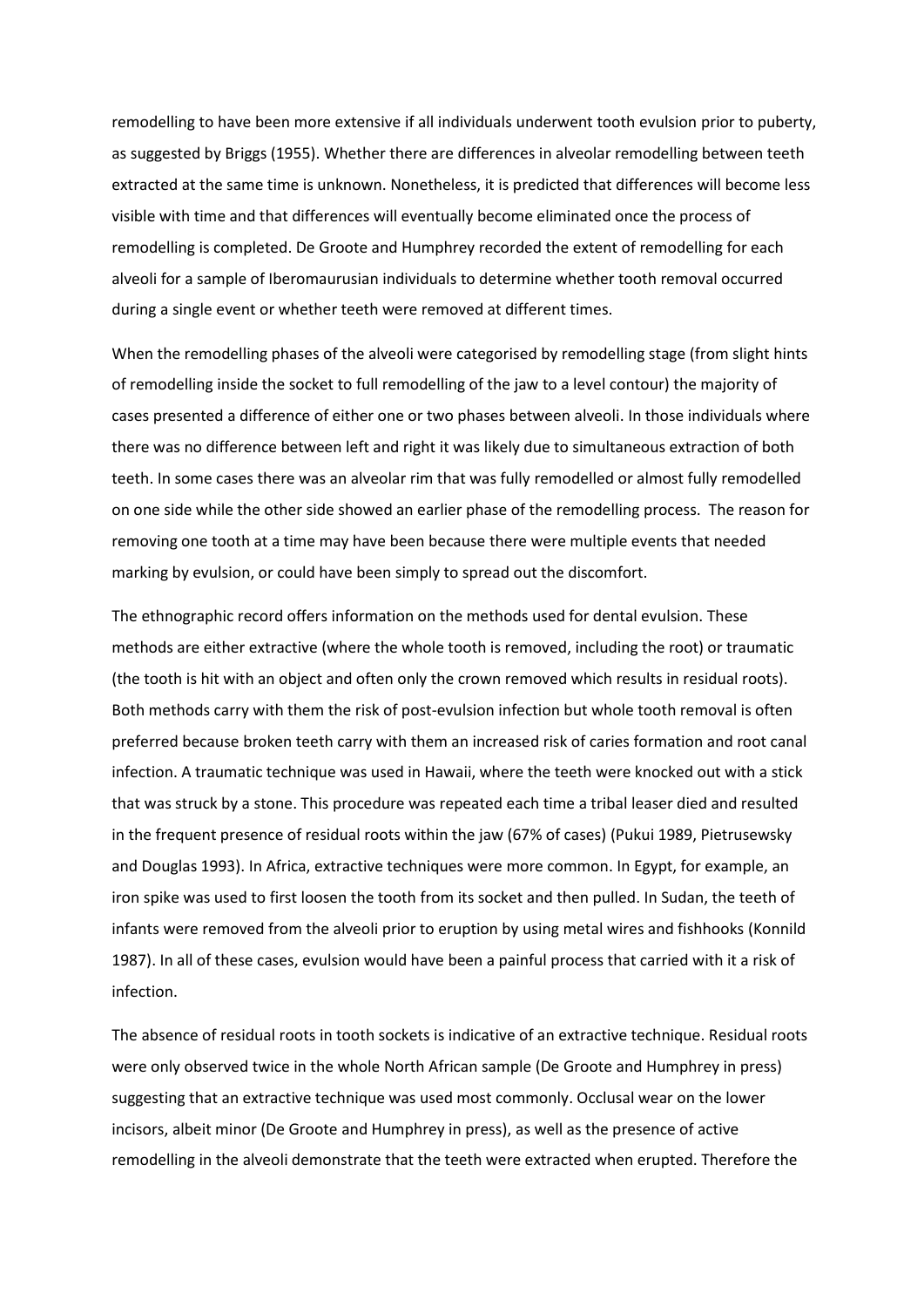remodelling to have been more extensive if all individuals underwent tooth evulsion prior to puberty, as suggested by Briggs (1955). Whether there are differences in alveolar remodelling between teeth extracted at the same time is unknown. Nonetheless, it is predicted that differences will become less visible with time and that differences will eventually become eliminated once the process of remodelling is completed. De Groote and Humphrey recorded the extent of remodelling for each alveoli for a sample of Iberomaurusian individuals to determine whether tooth removal occurred during a single event or whether teeth were removed at different times.

When the remodelling phases of the alveoli were categorised by remodelling stage (from slight hints of remodelling inside the socket to full remodelling of the jaw to a level contour) the majority of cases presented a difference of either one or two phases between alveoli. In those individuals where there was no difference between left and right it was likely due to simultaneous extraction of both teeth. In some cases there was an alveolar rim that was fully remodelled or almost fully remodelled on one side while the other side showed an earlier phase of the remodelling process. The reason for removing one tooth at a time may have been because there were multiple events that needed marking by evulsion, or could have been simply to spread out the discomfort.

The ethnographic record offers information on the methods used for dental evulsion. These methods are either extractive (where the whole tooth is removed, including the root) or traumatic (the tooth is hit with an object and often only the crown removed which results in residual roots). Both methods carry with them the risk of post-evulsion infection but whole tooth removal is often preferred because broken teeth carry with them an increased risk of caries formation and root canal infection. A traumatic technique was used in Hawaii, where the teeth were knocked out with a stick that was struck by a stone. This procedure was repeated each time a tribal leaser died and resulted in the frequent presence of residual roots within the jaw (67% of cases) (Pukui 1989, Pietrusewsky and Douglas 1993). In Africa, extractive techniques were more common. In Egypt, for example, an iron spike was used to first loosen the tooth from its socket and then pulled. In Sudan, the teeth of infants were removed from the alveoli prior to eruption by using metal wires and fishhooks (Konnild 1987). In all of these cases, evulsion would have been a painful process that carried with it a risk of infection.

The absence of residual roots in tooth sockets is indicative of an extractive technique. Residual roots were only observed twice in the whole North African sample (De Groote and Humphrey in press) suggesting that an extractive technique was used most commonly. Occlusal wear on the lower incisors, albeit minor (De Groote and Humphrey in press), as well as the presence of active remodelling in the alveoli demonstrate that the teeth were extracted when erupted. Therefore the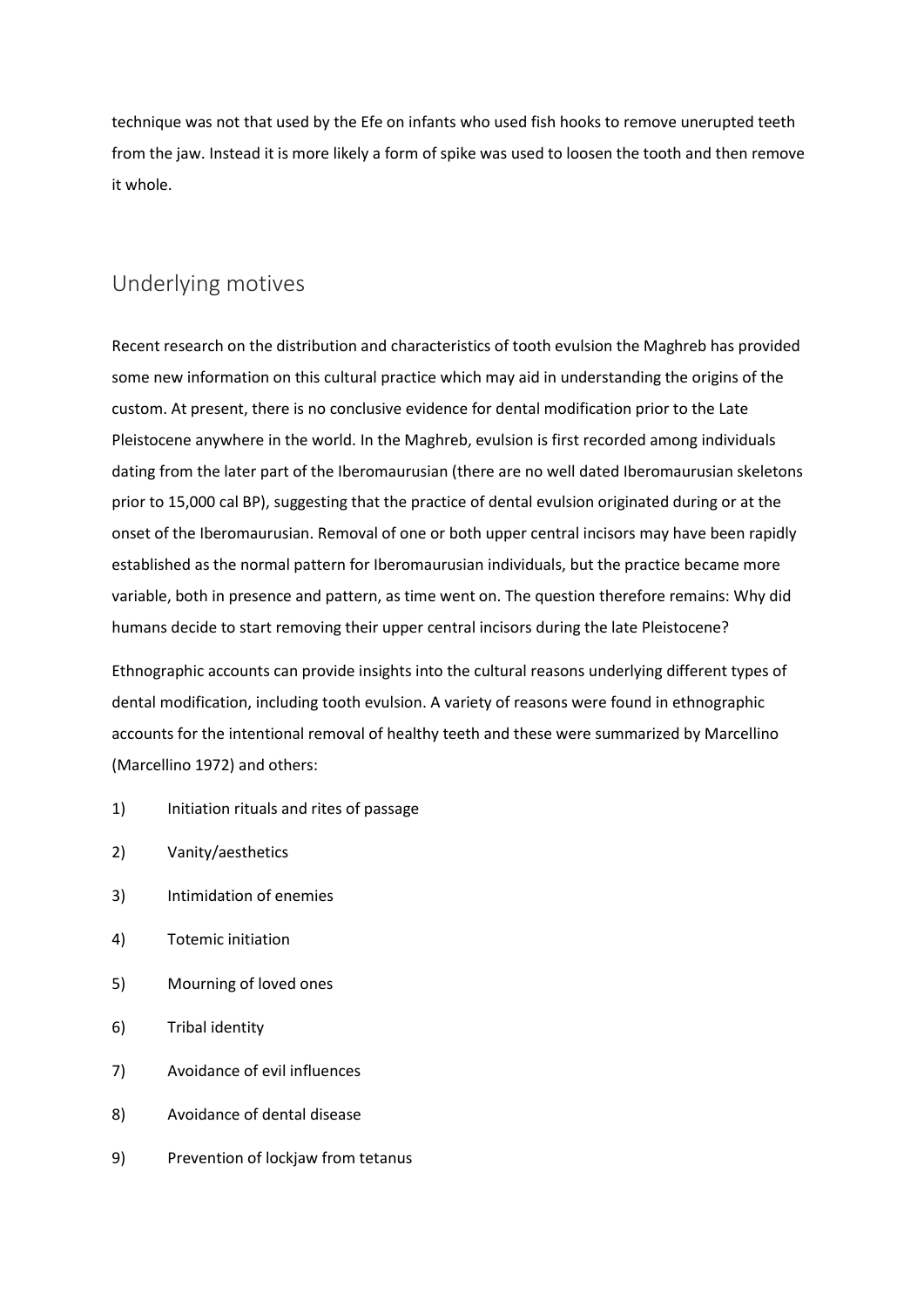technique was not that used by the Efe on infants who used fish hooks to remove unerupted teeth from the jaw. Instead it is more likely a form of spike was used to loosen the tooth and then remove it whole.

## Underlying motives

Recent research on the distribution and characteristics of tooth evulsion the Maghreb has provided some new information on this cultural practice which may aid in understanding the origins of the custom. At present, there is no conclusive evidence for dental modification prior to the Late Pleistocene anywhere in the world. In the Maghreb, evulsion is first recorded among individuals dating from the later part of the Iberomaurusian (there are no well dated Iberomaurusian skeletons prior to 15,000 cal BP), suggesting that the practice of dental evulsion originated during or at the onset of the Iberomaurusian. Removal of one or both upper central incisors may have been rapidly established as the normal pattern for Iberomaurusian individuals, but the practice became more variable, both in presence and pattern, as time went on. The question therefore remains: Why did humans decide to start removing their upper central incisors during the late Pleistocene?

Ethnographic accounts can provide insights into the cultural reasons underlying different types of dental modification, including tooth evulsion. A variety of reasons were found in ethnographic accounts for the intentional removal of healthy teeth and these were summarized by Marcellino (Marcellino 1972) and others:

1) Initiation rituals and rites of passage
2) Vanity/aesthetics
3) Intimidation of enemies
4) Totemic initiation
5) Mourning of loved ones
6) Tribal identity
7) Avoidance of evil influences
8) Avoidance of dental disease
9) Prevention of lockjaw from tetanus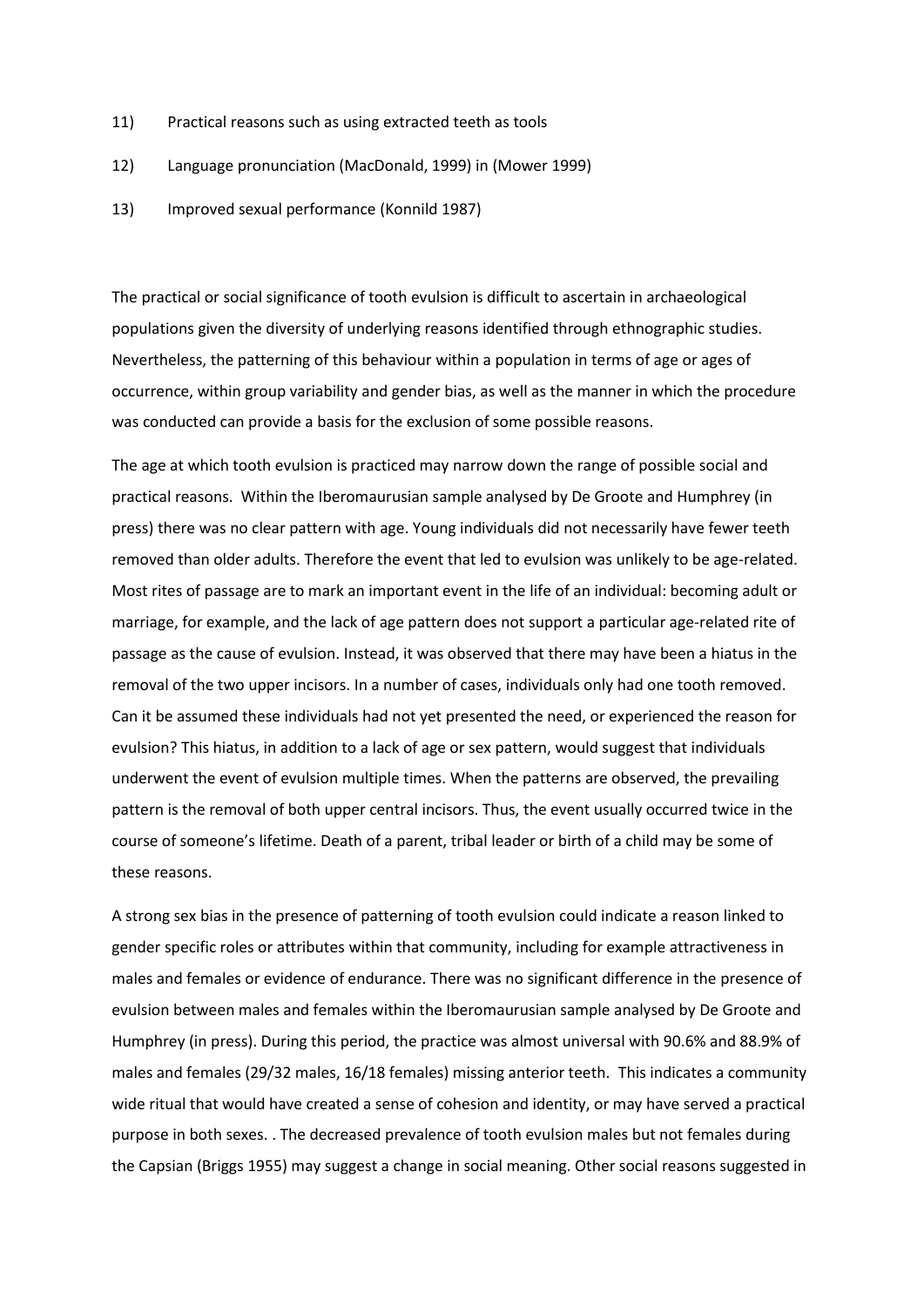11) Practical reasons such as using extracted teeth as tools

12) Language pronunciation (MacDonald, 1999) in (Mower 1999)

13) Improved sexual performance (Konnild 1987)

The practical or social significance of tooth evulsion is difficult to ascertain in archaeological populations given the diversity of underlying reasons identified through ethnographic studies. Nevertheless, the patterning of this behaviour within a population in terms of age or ages of occurrence, within group variability and gender bias, as well as the manner in which the procedure was conducted can provide a basis for the exclusion of some possible reasons.

The age at which tooth evulsion is practiced may narrow down the range of possible social and practical reasons. Within the Iberomaurusian sample analysed by De Groote and Humphrey (in press) there was no clear pattern with age. Young individuals did not necessarily have fewer teeth removed than older adults. Therefore the event that led to evulsion was unlikely to be age-related. Most rites of passage are to mark an important event in the life of an individual: becoming adult or marriage, for example, and the lack of age pattern does not support a particular age-related rite of passage as the cause of evulsion. Instead, it was observed that there may have been a hiatus in the removal of the two upper incisors. In a number of cases, individuals only had one tooth removed. Can it be assumed these individuals had not yet presented the need, or experienced the reason for evulsion? This hiatus, in addition to a lack of age or sex pattern, would suggest that individuals underwent the event of evulsion multiple times. When the patterns are observed, the prevailing pattern is the removal of both upper central incisors. Thus, the event usually occurred twice in the course of someone's lifetime. Death of a parent, tribal leader or birth of a child may be some of these reasons.

A strong sex bias in the presence of patterning of tooth evulsion could indicate a reason linked to gender specific roles or attributes within that community, including for example attractiveness in males and females or evidence of endurance. There was no significant difference in the presence of evulsion between males and females within the Iberomaurusian sample analysed by De Groote and Humphrey (in press). During this period, the practice was almost universal with 90.6% and 88.9% of males and females (29/32 males, 16/18 females) missing anterior teeth. This indicates a community wide ritual that would have created a sense of cohesion and identity, or may have served a practical purpose in both sexes. . The decreased prevalence of tooth evulsion males but not females during the Capsian (Briggs 1955) may suggest a change in social meaning. Other social reasons suggested in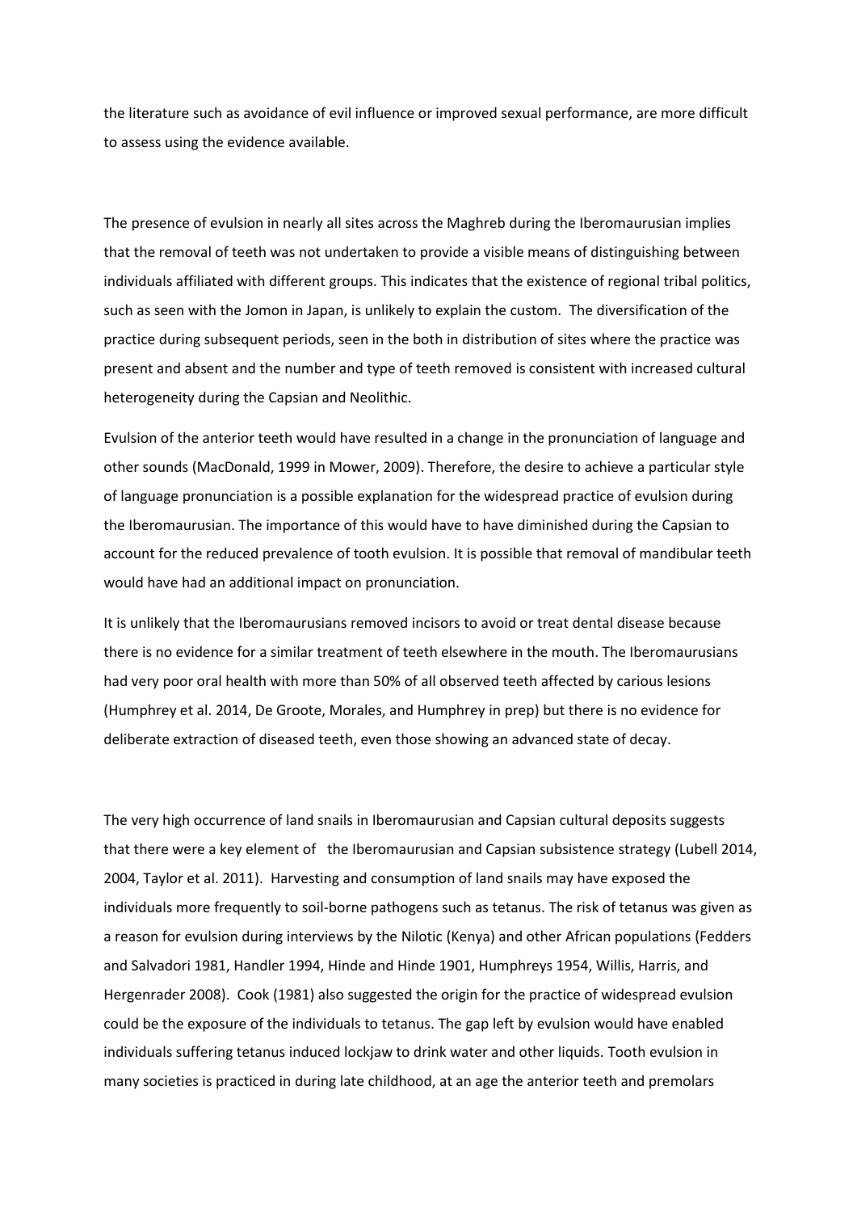the literature such as avoidance of evil influence or improved sexual performance, are more difficult to assess using the evidence available.

The presence of evulsion in nearly all sites across the Maghreb during the Iberomaurusian implies that the removal of teeth was not undertaken to provide a visible means of distinguishing between individuals affiliated with different groups. This indicates that the existence of regional tribal politics, such as seen with the Jomon in Japan, is unlikely to explain the custom. The diversification of the practice during subsequent periods, seen in the both in distribution of sites where the practice was present and absent and the number and type of teeth removed is consistent with increased cultural heterogeneity during the Capsian and Neolithic.

Evulsion of the anterior teeth would have resulted in a change in the pronunciation of language and other sounds (MacDonald, 1999 in Mower, 2009). Therefore, the desire to achieve a particular style of language pronunciation is a possible explanation for the widespread practice of evulsion during the Iberomaurusian. The importance of this would have to have diminished during the Capsian to account for the reduced prevalence of tooth evulsion. It is possible that removal of mandibular teeth would have had an additional impact on pronunciation.

It is unlikely that the Iberomaurusians removed incisors to avoid or treat dental disease because there is no evidence for a similar treatment of teeth elsewhere in the mouth. The Iberomaurusians had very poor oral health with more than 50% of all observed teeth affected by carious lesions (Humphrey et al. 2014, De Groote, Morales, and Humphrey in prep) but there is no evidence for deliberate extraction of diseased teeth, even those showing an advanced state of decay.

The very high occurrence of land snails in Iberomaurusian and Capsian cultural deposits suggests that there were a key element of the Iberomaurusian and Capsian subsistence strategy (Lubell 2014, 2004, Taylor et al. 2011). Harvesting and consumption of land snails may have exposed the individuals more frequently to soil-borne pathogens such as tetanus. The risk of tetanus was given as a reason for evulsion during interviews by the Nilotic (Kenya) and other African populations (Fedders and Salvadori 1981, Handler 1994, Hinde and Hinde 1901, Humphreys 1954, Willis, Harris, and Hergenrader 2008). Cook (1981) also suggested the origin for the practice of widespread evulsion could be the exposure of the individuals to tetanus. The gap left by evulsion would have enabled individuals suffering tetanus induced lockjaw to drink water and other liquids. Tooth evulsion in many societies is practiced in during late childhood, at an age the anterior teeth and premolars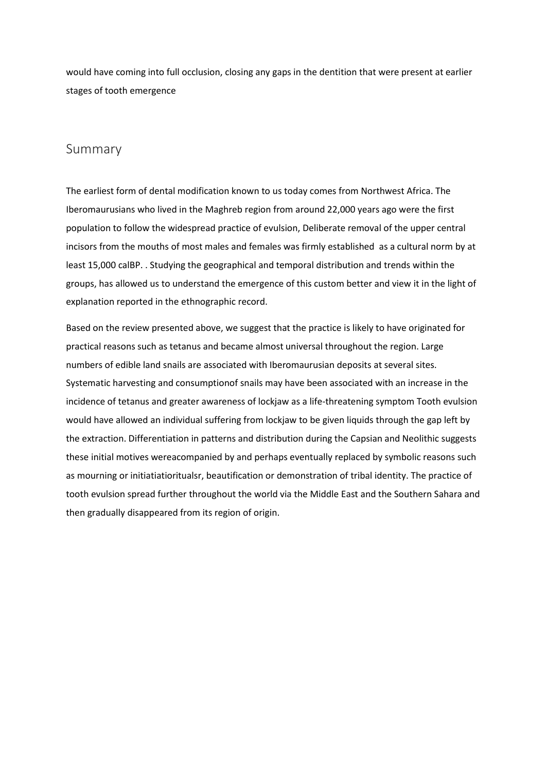would have coming into full occlusion, closing any gaps in the dentition that were present at earlier stages of tooth emergence

## Summary

The earliest form of dental modification known to us today comes from Northwest Africa. The Iberomaurusians who lived in the Maghreb region from around 22,000 years ago were the first population to follow the widespread practice of evulsion, Deliberate removal of the upper central incisors from the mouths of most males and females was firmly established  as a cultural norm by at least 15,000 calBP. . Studying the geographical and temporal distribution and trends within the groups, has allowed us to understand the emergence of this custom better and view it in the light of explanation reported in the ethnographic record.

Based on the review presented above, we suggest that the practice is likely to have originated for practical reasons such as tetanus and became almost universal throughout the region. Large numbers of edible land snails are associated with Iberomaurusian deposits at several sites. Systematic harvesting and consumptionof snails may have been associated with an increase in the incidence of tetanus and greater awareness of lockjaw as a life-threatening symptom Tooth evulsion would have allowed an individual suffering from lockjaw to be given liquids through the gap left by the extraction. Differentiation in patterns and distribution during the Capsian and Neolithic suggests these initial motives wereacompanied by and perhaps eventually replaced by symbolic reasons such as mourning or initiatiatiorituals r, beautification or demonstration of tribal identity. The practice of tooth evulsion spread further throughout the world via the Middle East and the Southern Sahara and then gradually disappeared from its region of origin.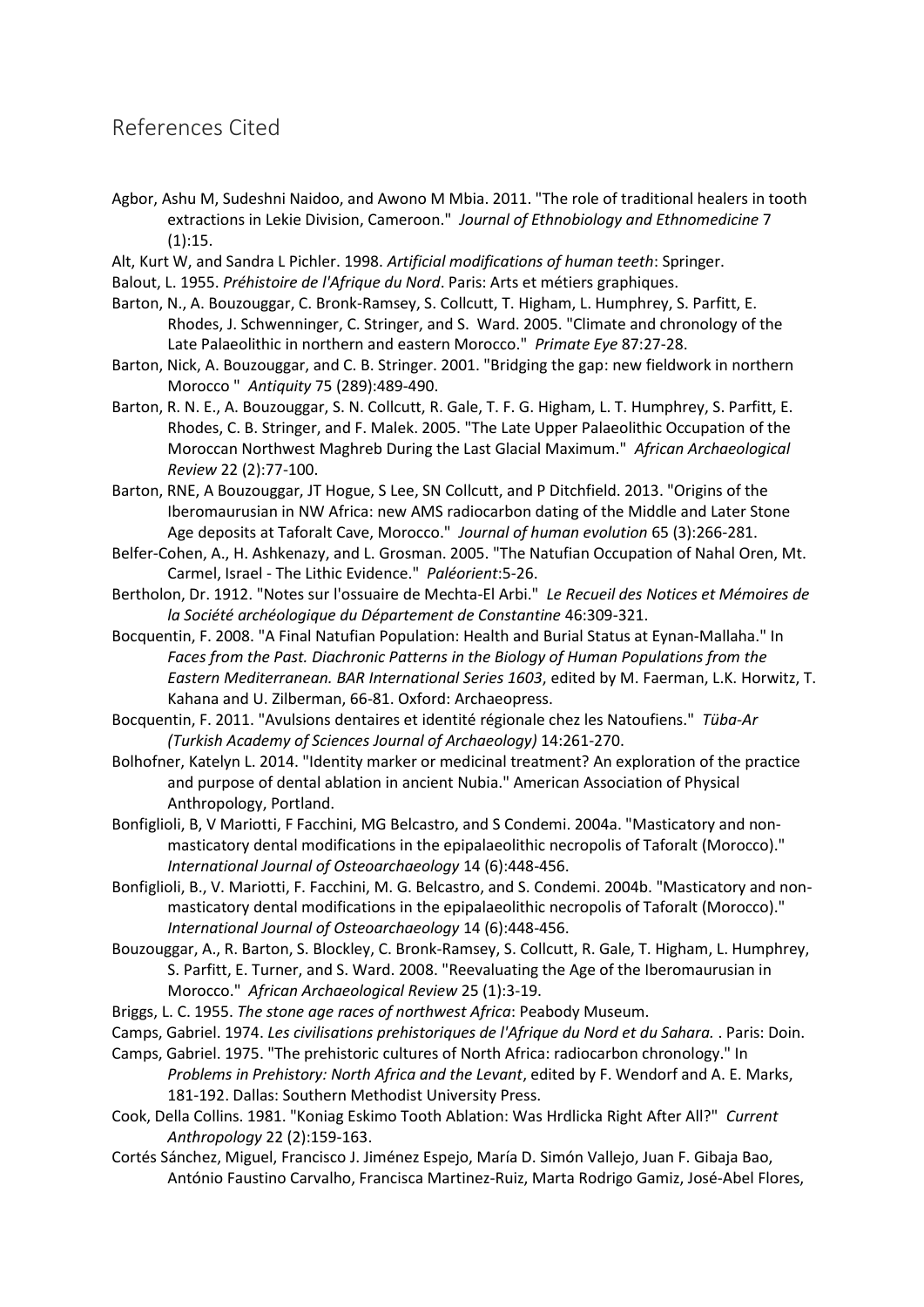## References Cited

Agbor, Ashu M, Sudeshni Naidoo, and Awono M Mbia. 2011. "The role of traditional healers in tooth extractions in Lekie Division, Cameroon." *Journal of Ethnobiology and Ethnomedicine* 7 (1):15.

Alt, Kurt W, and Sandra L Pichler. 1998. *Artificial modifications of human teeth*: Springer.

Balout, L. 1955. *Préhistoire de l'Afrique du Nord*. Paris: Arts et métiers graphiques.

Barton, N., A. Bouzouggar, C. Bronk-Ramsey, S. Collcutt, T. Higham, L. Humphrey, S. Parfitt, E. Rhodes, J. Schwenninger, C. Stringer, and S. Ward. 2005. "Climate and chronology of the Late Palaeolithic in northern and eastern Morocco." *Primate Eye* 87:27-28.

Barton, Nick, A. Bouzouggar, and C. B. Stringer. 2001. "Bridging the gap: new fieldwork in northern Morocco " *Antiquity* 75 (289):489-490.

Barton, R. N. E., A. Bouzouggar, S. N. Collcutt, R. Gale, T. F. G. Higham, L. T. Humphrey, S. Parfitt, E. Rhodes, C. B. Stringer, and F. Malek. 2005. "The Late Upper Palaeolithic Occupation of the Moroccan Northwest Maghreb During the Last Glacial Maximum." *African Archaeological Review* 22 (2):77-100.

Barton, RNE, A Bouzouggar, JT Hogue, S Lee, SN Collcutt, and P Ditchfield. 2013. "Origins of the Iberomaurusian in NW Africa: new AMS radiocarbon dating of the Middle and Later Stone Age deposits at Taforalt Cave, Morocco." *Journal of human evolution* 65 (3):266-281.

Belfer-Cohen, A., H. Ashkenazy, and L. Grosman. 2005. "The Natufian Occupation of Nahal Oren, Mt. Carmel, Israel - The Lithic Evidence." *Paléorient*:5-26.

Bertholon, Dr. 1912. "Notes sur l'ossuaire de Mechta-El Arbi." *Le Recueil des Notices et Mémoires de la Société archéologique du Département de Constantine* 46:309-321.

Bocquentin, F. 2008. "A Final Natufian Population: Health and Burial Status at Eynan-Mallaha." In *Faces from the Past. Diachronic Patterns in the Biology of Human Populations from the Eastern Mediterranean. BAR International Series 1603*, edited by M. Faerman, L.K. Horwitz, T. Kahana and U. Zilberman, 66-81. Oxford: Archaeopress.

Bocquentin, F. 2011. "Avulsions dentaires et identité régionale chez les Natoufiens." *Tüba-Ar (Turkish Academy of Sciences Journal of Archaeology)* 14:261-270.

Bolhofner, Katelyn L. 2014. "Identity marker or medicinal treatment? An exploration of the practice and purpose of dental ablation in ancient Nubia." American Association of Physical Anthropology, Portland.

Bonfiglioli, B, V Mariotti, F Facchini, MG Belcastro, and S Condemi. 2004a. "Masticatory and non-masticatory dental modifications in the epipalaeolithic necropolis of Taforalt (Morocco)." *International Journal of Osteoarchaeology* 14 (6):448-456.

Bonfiglioli, B., V. Mariotti, F. Facchini, M. G. Belcastro, and S. Condemi. 2004b. "Masticatory and non-masticatory dental modifications in the epipalaeolithic necropolis of Taforalt (Morocco)." *International Journal of Osteoarchaeology* 14 (6):448-456.

Bouzouggar, A., R. Barton, S. Blockley, C. Bronk-Ramsey, S. Collcutt, R. Gale, T. Higham, L. Humphrey, S. Parfitt, E. Turner, and S. Ward. 2008. "Reevaluating the Age of the Iberomaurusian in Morocco." *African Archaeological Review* 25 (1):3-19.

Briggs, L. C. 1955. *The stone age races of northwest Africa*: Peabody Museum.

Camps, Gabriel. 1974. *Les civilisations prehistoriques de l'Afrique du Nord et du Sahara.* . Paris: Doin.

Camps, Gabriel. 1975. "The prehistoric cultures of North Africa: radiocarbon chronology." In *Problems in Prehistory: North Africa and the Levant*, edited by F. Wendorf and A. E. Marks, 181-192. Dallas: Southern Methodist University Press.

Cook, Della Collins. 1981. "Koniag Eskimo Tooth Ablation: Was Hrdlicka Right After All?" *Current Anthropology* 22 (2):159-163.

Cortés Sánchez, Miguel, Francisco J. Jiménez Espejo, María D. Simón Vallejo, Juan F. Gibaja Bao, António Faustino Carvalho, Francisca Martinez-Ruiz, Marta Rodrigo Gamiz, José-Abel Flores,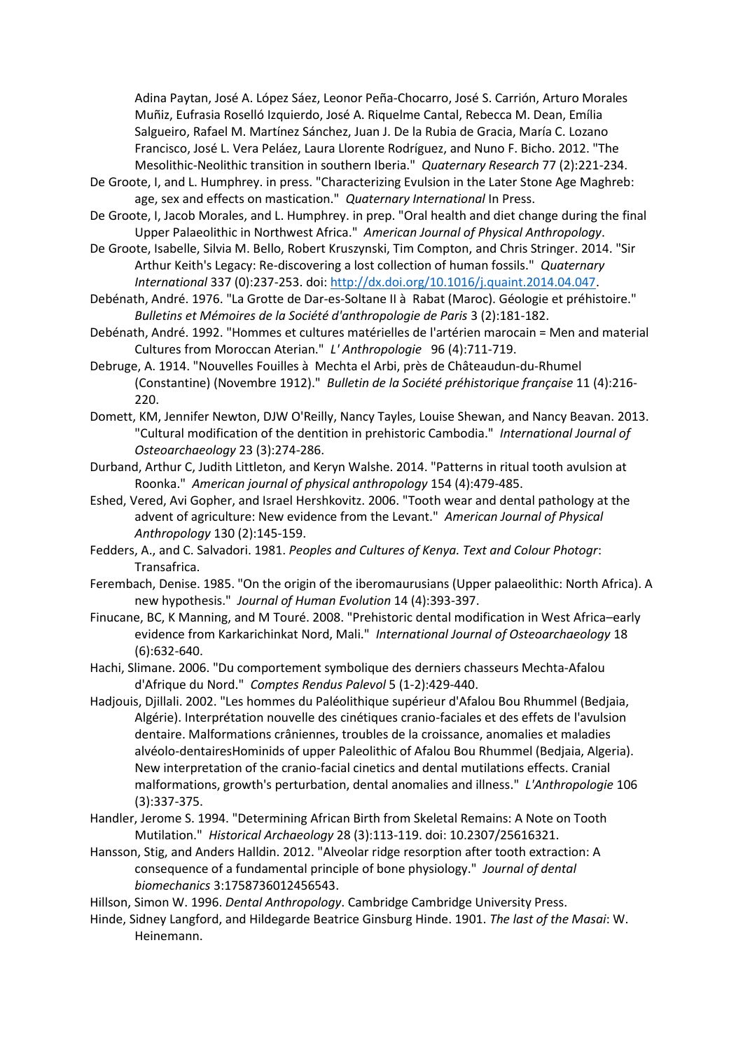Adina Paytan, José A. López Sáez, Leonor Peña-Chocarro, José S. Carrión, Arturo Morales Muñiz, Eufrasia Roselló Izquierdo, José A. Riquelme Cantal, Rebecca M. Dean, Emília Salgueiro, Rafael M. Martínez Sánchez, Juan J. De la Rubia de Gracia, María C. Lozano Francisco, José L. Vera Peláez, Laura Llorente Rodríguez, and Nuno F. Bicho. 2012. "The Mesolithic-Neolithic transition in southern Iberia." *Quaternary Research* 77 (2):221-234.

De Groote, I, and L. Humphrey. in press. "Characterizing Evulsion in the Later Stone Age Maghreb: age, sex and effects on mastication." *Quaternary International* In Press.

De Groote, I, Jacob Morales, and L. Humphrey. in prep. "Oral health and diet change during the final Upper Palaeolithic in Northwest Africa." *American Journal of Physical Anthropology*.

De Groote, Isabelle, Silvia M. Bello, Robert Kruszynski, Tim Compton, and Chris Stringer. 2014. "Sir Arthur Keith's Legacy: Re-discovering a lost collection of human fossils." *Quaternary International* 337 (0):237-253. doi: http://dx.doi.org/10.1016/j.quaint.2014.04.047.

Debénath, André. 1976. "La Grotte de Dar-es-Soltane II à Rabat (Maroc). Géologie et préhistoire." *Bulletins et Mémoires de la Société d'anthropologie de Paris* 3 (2):181-182.

Debénath, André. 1992. "Hommes et cultures matérielles de l'artérien marocain = Men and material Cultures from Moroccan Aterian." *L' Anthropologie* 96 (4):711-719.

Debruge, A. 1914. "Nouvelles Fouilles à Mechta el Arbi, près de Châteaudun-du-Rhumel (Constantine) (Novembre 1912)." *Bulletin de la Société préhistorique française* 11 (4):216-220.

Domett, KM, Jennifer Newton, DJW O'Reilly, Nancy Tayles, Louise Shewan, and Nancy Beavan. 2013. "Cultural modification of the dentition in prehistoric Cambodia." *International Journal of Osteoarchaeology* 23 (3):274-286.

Durband, Arthur C, Judith Littleton, and Keryn Walshe. 2014. "Patterns in ritual tooth avulsion at Roonka." *American journal of physical anthropology* 154 (4):479-485.

Eshed, Vered, Avi Gopher, and Israel Hershkovitz. 2006. "Tooth wear and dental pathology at the advent of agriculture: New evidence from the Levant." *American Journal of Physical Anthropology* 130 (2):145-159.

Fedders, A., and C. Salvadori. 1981. *Peoples and Cultures of Kenya. Text and Colour Photogr*: Transafrica.

Ferembach, Denise. 1985. "On the origin of the iberomaurusians (Upper palaeolithic: North Africa). A new hypothesis." *Journal of Human Evolution* 14 (4):393-397.

Finucane, BC, K Manning, and M Touré. 2008. "Prehistoric dental modification in West Africa–early evidence from Karkarichinkat Nord, Mali." *International Journal of Osteoarchaeology* 18 (6):632-640.

Hachi, Slimane. 2006. "Du comportement symbolique des derniers chasseurs Mechta-Afalou d'Afrique du Nord." *Comptes Rendus Palevol* 5 (1-2):429-440.

Hadjouis, Djillali. 2002. "Les hommes du Paléolithique supérieur d'Afalou Bou Rhummel (Bedjaia, Algérie). Interprétation nouvelle des cinétiques cranio-faciales et des effets de l'avulsion dentaire. Malformations crâniennes, troubles de la croissance, anomalies et maladies alvéolo-dentairesHominids of upper Paleolithic of Afalou Bou Rhummel (Bedjaia, Algeria). New interpretation of the cranio-facial cinetics and dental mutilations effects. Cranial malformations, growth's perturbation, dental anomalies and illness." *L'Anthropologie* 106 (3):337-375.

Handler, Jerome S. 1994. "Determining African Birth from Skeletal Remains: A Note on Tooth Mutilation." *Historical Archaeology* 28 (3):113-119. doi: 10.2307/25616321.

Hansson, Stig, and Anders Halldin. 2012. "Alveolar ridge resorption after tooth extraction: A consequence of a fundamental principle of bone physiology." *Journal of dental biomechanics* 3:1758736012456543.

Hillson, Simon W. 1996. *Dental Anthropology*. Cambridge Cambridge University Press.

Hinde, Sidney Langford, and Hildegarde Beatrice Ginsburg Hinde. 1901. *The last of the Masai*: W. Heinemann.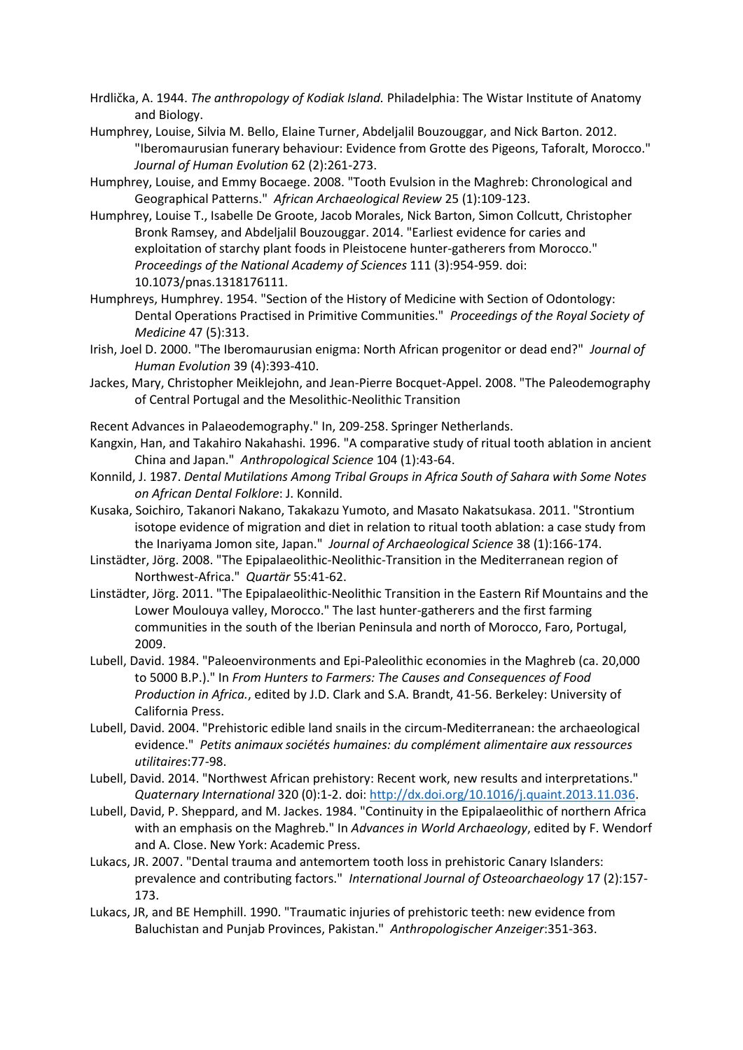Hrdlička, A. 1944. *The anthropology of Kodiak Island.* Philadelphia: The Wistar Institute of Anatomy and Biology.

Humphrey, Louise, Silvia M. Bello, Elaine Turner, Abdeljalil Bouzouggar, and Nick Barton. 2012. "Iberomaurusian funerary behaviour: Evidence from Grotte des Pigeons, Taforalt, Morocco." *Journal of Human Evolution* 62 (2):261-273.

Humphrey, Louise, and Emmy Bocaege. 2008. "Tooth Evulsion in the Maghreb: Chronological and Geographical Patterns." *African Archaeological Review* 25 (1):109-123.

Humphrey, Louise T., Isabelle De Groote, Jacob Morales, Nick Barton, Simon Collcutt, Christopher Bronk Ramsey, and Abdeljalil Bouzouggar. 2014. "Earliest evidence for caries and exploitation of starchy plant foods in Pleistocene hunter-gatherers from Morocco." *Proceedings of the National Academy of Sciences* 111 (3):954-959. doi: 10.1073/pnas.1318176111.

Humphreys, Humphrey. 1954. "Section of the History of Medicine with Section of Odontology: Dental Operations Practised in Primitive Communities." *Proceedings of the Royal Society of Medicine* 47 (5):313.

Irish, Joel D. 2000. "The Iberomaurusian enigma: North African progenitor or dead end?" *Journal of Human Evolution* 39 (4):393-410.

Jackes, Mary, Christopher Meiklejohn, and Jean-Pierre Bocquet-Appel. 2008. "The Paleodemography of Central Portugal and the Mesolithic-Neolithic Transition

Recent Advances in Palaeodemography." In, 209-258. Springer Netherlands.

Kangxin, Han, and Takahiro Nakahashi. 1996. "A comparative study of ritual tooth ablation in ancient China and Japan." *Anthropological Science* 104 (1):43-64.

Konnild, J. 1987. *Dental Mutilations Among Tribal Groups in Africa South of Sahara with Some Notes on African Dental Folklore*: J. Konnild.

Kusaka, Soichiro, Takanori Nakano, Takakazu Yumoto, and Masato Nakatsukasa. 2011. "Strontium isotope evidence of migration and diet in relation to ritual tooth ablation: a case study from the Inariyama Jomon site, Japan." *Journal of Archaeological Science* 38 (1):166-174.

Linstädter, Jörg. 2008. "The Epipalaeolithic-Neolithic-Transition in the Mediterranean region of Northwest-Africa." *Quartär* 55:41-62.

Linstädter, Jörg. 2011. "The Epipalaeolithic-Neolithic Transition in the Eastern Rif Mountains and the Lower Moulouya valley, Morocco." The last hunter-gatherers and the first farming communities in the south of the Iberian Peninsula and north of Morocco, Faro, Portugal, 2009.

Lubell, David. 1984. "Paleoenvironments and Epi-Paleolithic economies in the Maghreb (ca. 20,000 to 5000 B.P.)." In *From Hunters to Farmers: The Causes and Consequences of Food Production in Africa.*, edited by J.D. Clark and S.A. Brandt, 41-56. Berkeley: University of California Press.

Lubell, David. 2004. "Prehistoric edible land snails in the circum-Mediterranean: the archaeological evidence." *Petits animaux sociétés humaines: du complément alimentaire aux ressources utilitaires*:77-98.

Lubell, David. 2014. "Northwest African prehistory: Recent work, new results and interpretations." *Quaternary International* 320 (0):1-2. doi: http://dx.doi.org/10.1016/j.quaint.2013.11.036.

Lubell, David, P. Sheppard, and M. Jackes. 1984. "Continuity in the Epipalaeolithic of northern Africa with an emphasis on the Maghreb." In *Advances in World Archaeology*, edited by F. Wendorf and A. Close. New York: Academic Press.

Lukacs, JR. 2007. "Dental trauma and antemortem tooth loss in prehistoric Canary Islanders: prevalence and contributing factors." *International Journal of Osteoarchaeology* 17 (2):157-173.

Lukacs, JR, and BE Hemphill. 1990. "Traumatic injuries of prehistoric teeth: new evidence from Baluchistan and Punjab Provinces, Pakistan." *Anthropologischer Anzeiger*:351-363.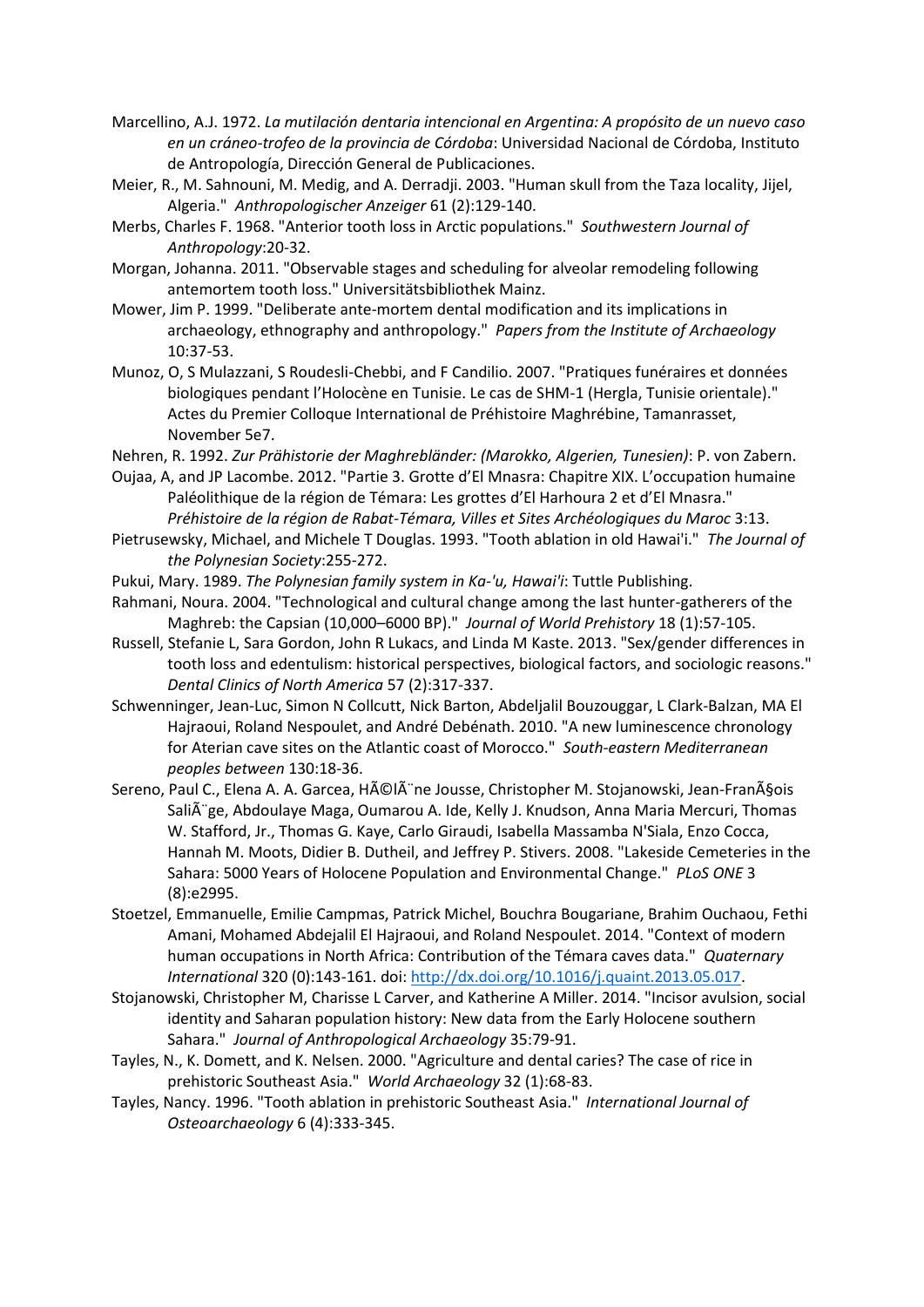Marcellino, A.J. 1972. *La mutilación dentaria intencional en Argentina: A propósito de un nuevo caso en un cráneo-trofeo de la provincia de Córdoba*: Universidad Nacional de Córdoba, Instituto de Antropología, Dirección General de Publicaciones.

Meier, R., M. Sahnouni, M. Medig, and A. Derradji. 2003. "Human skull from the Taza locality, Jijel, Algeria." *Anthropologischer Anzeiger* 61 (2):129-140.

Merbs, Charles F. 1968. "Anterior tooth loss in Arctic populations." *Southwestern Journal of Anthropology*:20-32.

Morgan, Johanna. 2011. "Observable stages and scheduling for alveolar remodeling following antemortem tooth loss." Universitätsbibliothek Mainz.

Mower, Jim P. 1999. "Deliberate ante-mortem dental modification and its implications in archaeology, ethnography and anthropology." *Papers from the Institute of Archaeology* 10:37-53.

Munoz, O, S Mulazzani, S Roudesli-Chebbi, and F Candilio. 2007. "Pratiques funéraires et données biologiques pendant l'Holocène en Tunisie. Le cas de SHM-1 (Hergla, Tunisie orientale)." Actes du Premier Colloque International de Préhistoire Maghrébine, Tamanrasset, November 5e7.

Nehren, R. 1992. *Zur Prähistorie der Maghrebländer: (Marokko, Algerien, Tunesien)*: P. von Zabern.

Oujaa, A, and JP Lacombe. 2012. "Partie 3. Grotte d'El Mnasra: Chapitre XIX. L'occupation humaine Paléolithique de la région de Témara: Les grottes d'El Harhoura 2 et d'El Mnasra." *Préhistoire de la région de Rabat-Témara, Villes et Sites Archéologiques du Maroc* 3:13.

Pietrusewsky, Michael, and Michele T Douglas. 1993. "Tooth ablation in old Hawai'i." *The Journal of the Polynesian Society*:255-272.

Pukui, Mary. 1989. *The Polynesian family system in Ka-'u, Hawai'i*: Tuttle Publishing.

Rahmani, Noura. 2004. "Technological and cultural change among the last hunter-gatherers of the Maghreb: the Capsian (10,000–6000 BP)." *Journal of World Prehistory* 18 (1):57-105.

Russell, Stefanie L, Sara Gordon, John R Lukacs, and Linda M Kaste. 2013. "Sex/gender differences in tooth loss and edentulism: historical perspectives, biological factors, and sociologic reasons." *Dental Clinics of North America* 57 (2):317-337.

Schwenninger, Jean-Luc, Simon N Collcutt, Nick Barton, Abdeljalil Bouzouggar, L Clark-Balzan, MA El Hajraoui, Roland Nespoulet, and André Debénath. 2010. "A new luminescence chronology for Aterian cave sites on the Atlantic coast of Morocco." *South-eastern Mediterranean peoples between* 130:18-36.

Sereno, Paul C., Elena A. A. Garcea, HÃ©lÃ¨ne Jousse, Christopher M. Stojanowski, Jean-FranÃ§ois SaliÃ¨ge, Abdoulaye Maga, Oumarou A. Ide, Kelly J. Knudson, Anna Maria Mercuri, Thomas W. Stafford, Jr., Thomas G. Kaye, Carlo Giraudi, Isabella Massamba N'Siala, Enzo Cocca, Hannah M. Moots, Didier B. Dutheil, and Jeffrey P. Stivers. 2008. "Lakeside Cemeteries in the Sahara: 5000 Years of Holocene Population and Environmental Change." *PLoS ONE* 3 (8):e2995.

Stoetzel, Emmanuelle, Emilie Campmas, Patrick Michel, Bouchra Bougariane, Brahim Ouchaou, Fethi Amani, Mohamed Abdejalil El Hajraoui, and Roland Nespoulet. 2014. "Context of modern human occupations in North Africa: Contribution of the Témara caves data." *Quaternary International* 320 (0):143-161. doi: http://dx.doi.org/10.1016/j.quaint.2013.05.017.

Stojanowski, Christopher M, Charisse L Carver, and Katherine A Miller. 2014. "Incisor avulsion, social identity and Saharan population history: New data from the Early Holocene southern Sahara." *Journal of Anthropological Archaeology* 35:79-91.

Tayles, N., K. Domett, and K. Nelsen. 2000. "Agriculture and dental caries? The case of rice in prehistoric Southeast Asia." *World Archaeology* 32 (1):68-83.

Tayles, Nancy. 1996. "Tooth ablation in prehistoric Southeast Asia." *International Journal of Osteoarchaeology* 6 (4):333-345.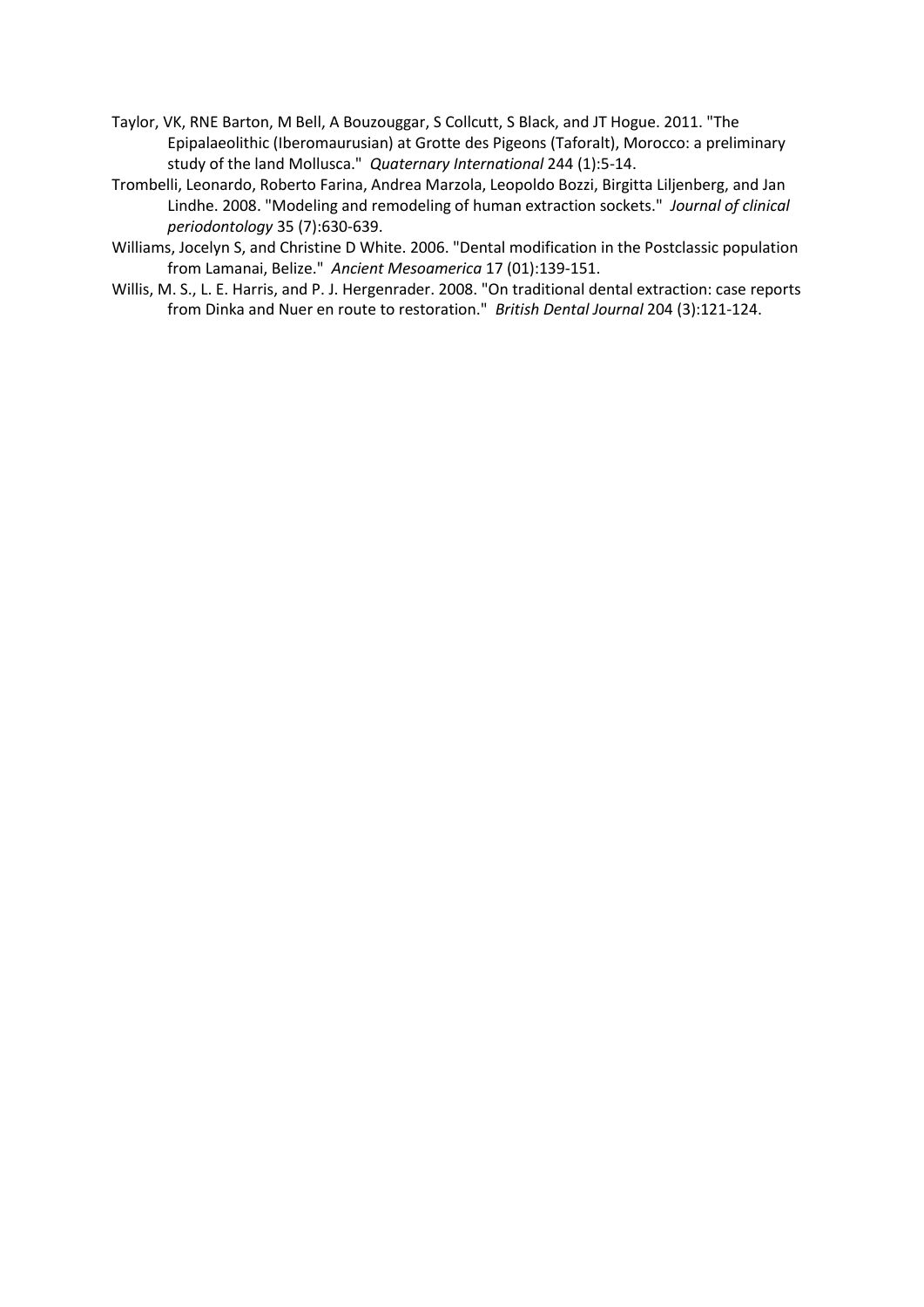Taylor, VK, RNE Barton, M Bell, A Bouzouggar, S Collcutt, S Black, and JT Hogue. 2011. "The Epipalaeolithic (Iberomaurusian) at Grotte des Pigeons (Taforalt), Morocco: a preliminary study of the land Mollusca." *Quaternary International* 244 (1):5-14.

Trombelli, Leonardo, Roberto Farina, Andrea Marzola, Leopoldo Bozzi, Birgitta Liljenberg, and Jan Lindhe. 2008. "Modeling and remodeling of human extraction sockets." *Journal of clinical periodontology* 35 (7):630-639.

Williams, Jocelyn S, and Christine D White. 2006. "Dental modification in the Postclassic population from Lamanai, Belize." *Ancient Mesoamerica* 17 (01):139-151.

Willis, M. S., L. E. Harris, and P. J. Hergenrader. 2008. "On traditional dental extraction: case reports from Dinka and Nuer en route to restoration." *British Dental Journal* 204 (3):121-124.